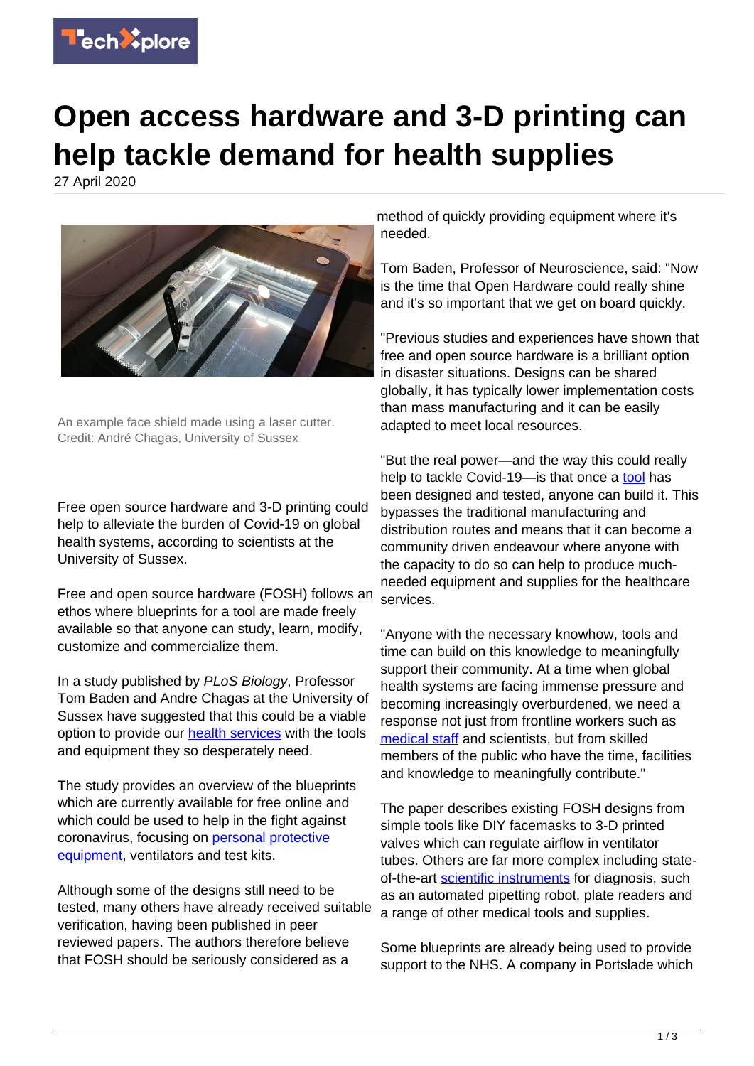# Open access hardware and 3-D printing can help tackle demand for health supplies

27 April 2020

An example face shield made using a laser cutter. Credit: André Chagas, University of Sussex

Free open source hardware and 3-D printing could help to alleviate the burden of Covid-19 on global health systems, according to scientists at the University of Sussex.

Free and open source hardware (FOSH) follows an ethos where blueprints for a tool are made freely available so that anyone can study, learn, modify, customize and commercialize them.

In a study published by *PLoS Biology*, Professor Tom Baden and Andre Chagas at the University of Sussex have suggested that this could be a viable option to provide our health services with the tools and equipment they so desperately need.

The study provides an overview of the blueprints which are currently available for free online and which could be used to help in the fight against coronavirus, focusing on personal protective equipment, ventilators and test kits.

Although some of the designs still need to be tested, many others have already received suitable verification, having been published in peer reviewed papers. The authors therefore believe that FOSH should be seriously considered as a method of quickly providing equipment where it's needed.

Tom Baden, Professor of Neuroscience, said: "Now is the time that Open Hardware could really shine and it's so important that we get on board quickly.

"Previous studies and experiences have shown that free and open source hardware is a brilliant option in disaster situations. Designs can be shared globally, it has typically lower implementation costs than mass manufacturing and it can be easily adapted to meet local resources.

"But the real power—and the way this could really help to tackle Covid-19—is that once a tool has been designed and tested, anyone can build it. This bypasses the traditional manufacturing and distribution routes and means that it can become a community driven endeavour where anyone with the capacity to do so can help to produce much-needed equipment and supplies for the healthcare services.

"Anyone with the necessary knowhow, tools and time can build on this knowledge to meaningfully support their community. At a time when global health systems are facing immense pressure and becoming increasingly overburdened, we need a response not just from frontline workers such as medical staff and scientists, but from skilled members of the public who have the time, facilities and knowledge to meaningfully contribute."

The paper describes existing FOSH designs from simple tools like DIY facemasks to 3-D printed valves which can regulate airflow in ventilator tubes. Others are far more complex including state-of-the-art scientific instruments for diagnosis, such as an automated pipetting robot, plate readers and a range of other medical tools and supplies.

Some blueprints are already being used to provide support to the NHS. A company in Portslade which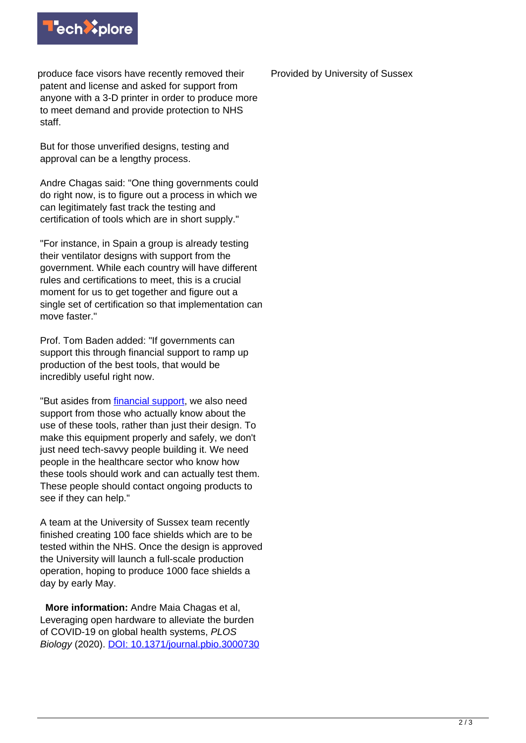produce face visors have recently removed their patent and license and asked for support from anyone with a 3-D printer in order to produce more to meet demand and provide protection to NHS staff.

But for those unverified designs, testing and approval can be a lengthy process.

Andre Chagas said: "One thing governments could do right now, is to figure out a process in which we can legitimately fast track the testing and certification of tools which are in short supply."

"For instance, in Spain a group is already testing their ventilator designs with support from the government. While each country will have different rules and certifications to meet, this is a crucial moment for us to get together and figure out a single set of certification so that implementation can move faster."

Prof. Tom Baden added: "If governments can support this through financial support to ramp up production of the best tools, that would be incredibly useful right now.

"But asides from financial support, we also need support from those who actually know about the use of these tools, rather than just their design. To make this equipment properly and safely, we don't just need tech-savvy people building it. We need people in the healthcare sector who know how these tools should work and can actually test them. These people should contact ongoing products to see if they can help."

A team at the University of Sussex team recently finished creating 100 face shields which are to be tested within the NHS. Once the design is approved the University will launch a full-scale production operation, hoping to produce 1000 face shields a day by early May.

**More information:** Andre Maia Chagas et al, Leveraging open hardware to alleviate the burden of COVID-19 on global health systems, *PLOS Biology* (2020). DOI: 10.1371/journal.pbio.3000730

Provided by University of Sussex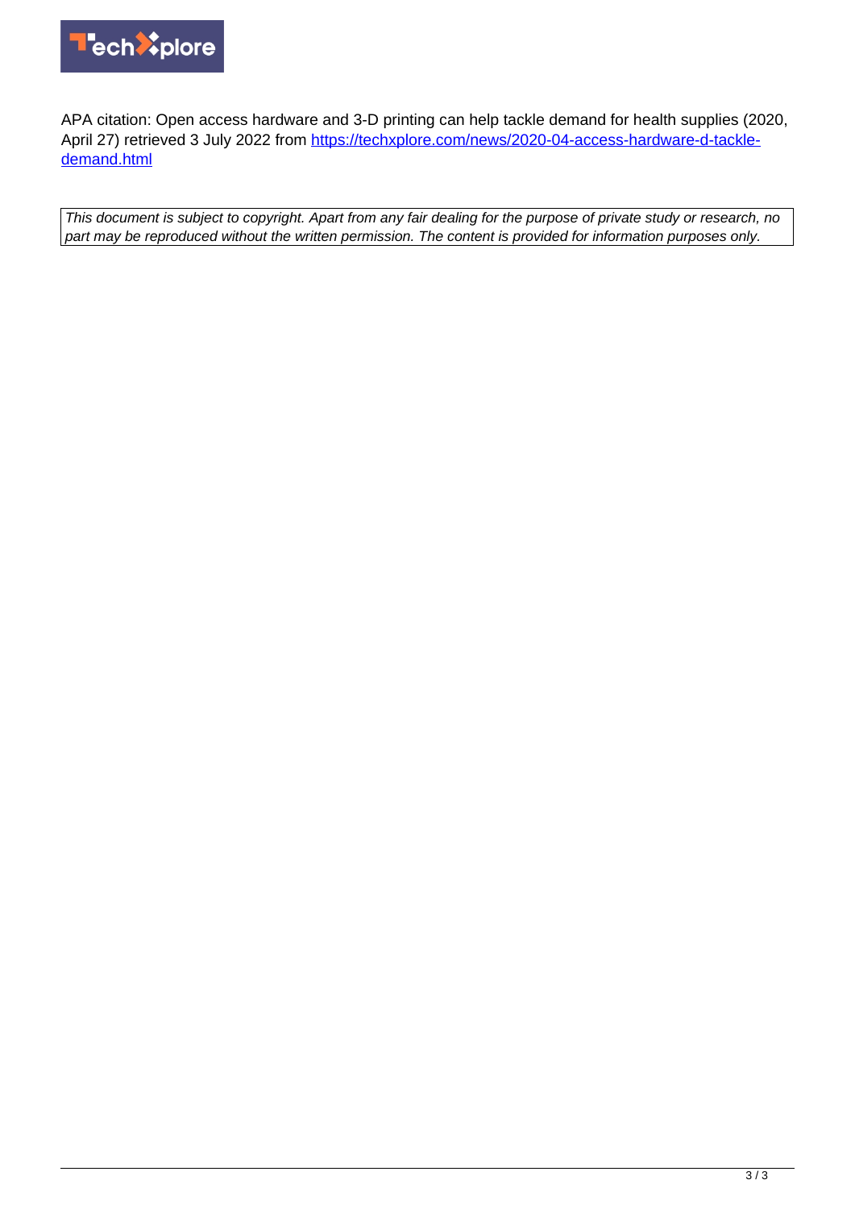APA citation: Open access hardware and 3-D printing can help tackle demand for health supplies (2020, April 27) retrieved 3 July 2022 from https://techxplore.com/news/2020-04-access-hardware-d-tackle-demand.html

*This document is subject to copyright. Apart from any fair dealing for the purpose of private study or research, no part may be reproduced without the written permission. The content is provided for information purposes only.*